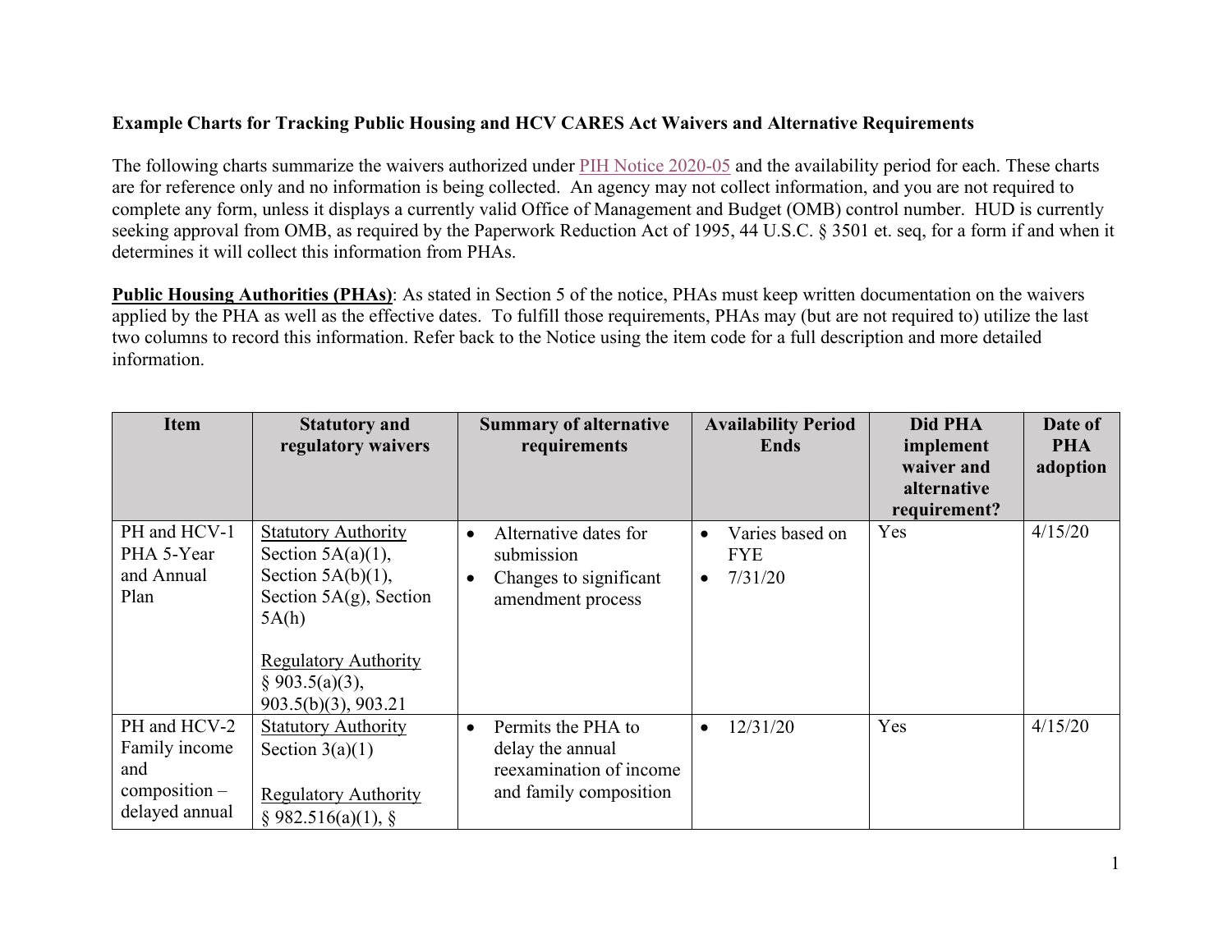**Example Charts for Tracking Public Housing and HCV CARES Act Waivers and Alternative Requirements**

The following charts summarize the waivers authorized under PIH Notice 2020-05 and the availability period for each. These charts are for reference only and no information is being collected. An agency may not collect information, and you are not required to complete any form, unless it displays a currently valid Office of Management and Budget (OMB) control number. HUD is currently seeking approval from OMB, as required by the Paperwork Reduction Act of 1995, 44 U.S.C. § 3501 et. seq, for a form if and when it determines it will collect this information from PHAs.

**Public Housing Authorities (PHAs)**: As stated in Section 5 of the notice, PHAs must keep written documentation on the waivers applied by the PHA as well as the effective dates. To fulfill those requirements, PHAs may (but are not required to) utilize the last two columns to record this information. Refer back to the Notice using the item code for a full description and more detailed information.

| Item | Statutory and regulatory waivers | Summary of alternative requirements | Availability Period Ends | Did PHA implement waiver and alternative requirement? | Date of PHA adoption |
|---|---|---|---|---|---|
| PH and HCV-1 PHA 5-Year and Annual Plan | Statutory Authority<br>Section 5A(a)(1), Section 5A(b)(1), Section 5A(g), Section 5A(h)<br><br>Regulatory Authority<br>§ 903.5(a)(3), 903.5(b)(3), 903.21 | • Alternative dates for submission<br>• Changes to significant amendment process | • Varies based on FYE<br>• 7/31/20 | Yes | 4/15/20 |
| PH and HCV-2 Family income and composition – delayed annual | Statutory Authority<br>Section 3(a)(1)<br><br>Regulatory Authority<br>§ 982.516(a)(1), § | • Permits the PHA to delay the annual reexamination of income and family composition | • 12/31/20 | Yes | 4/15/20 |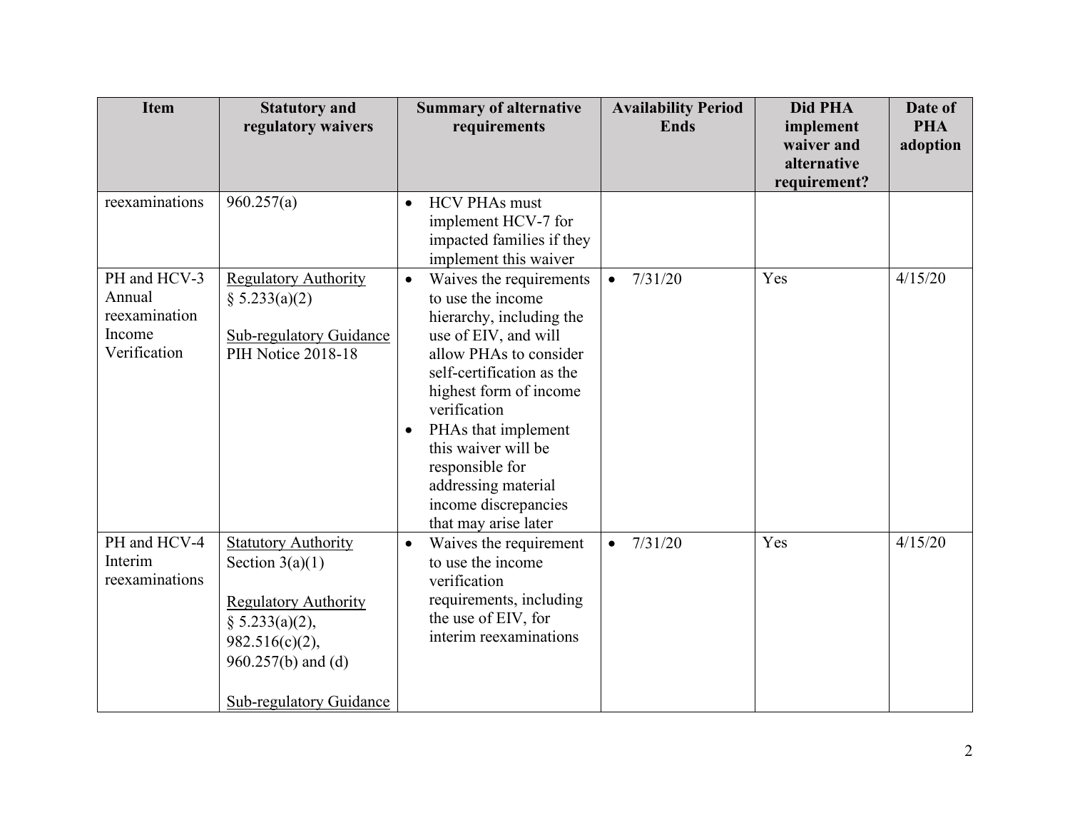| Item | Statutory and regulatory waivers | Summary of alternative requirements | Availability Period Ends | Did PHA implement waiver and alternative requirement? | Date of PHA adoption |
|---|---|---|---|---|---|
| reexaminations | 960.257(a) | • HCV PHAs must implement HCV-7 for impacted families if they implement this waiver | | | |
| PH and HCV-3 Annual reexamination Income Verification | Regulatory Authority<br>§ 5.233(a)(2)<br><br>Sub-regulatory Guidance<br>PIH Notice 2018-18 | • Waives the requirements to use the income hierarchy, including the use of EIV, and will allow PHAs to consider self-certification as the highest form of income verification<br>• PHAs that implement this waiver will be responsible for addressing material income discrepancies that may arise later | • 7/31/20 | Yes | 4/15/20 |
| PH and HCV-4 Interim reexaminations | Statutory Authority<br>Section 3(a)(1)<br><br>Regulatory Authority<br>§ 5.233(a)(2), 982.516(c)(2), 960.257(b) and (d)<br><br>Sub-regulatory Guidance | • Waives the requirement to use the income verification requirements, including the use of EIV, for interim reexaminations | • 7/31/20 | Yes | 4/15/20 |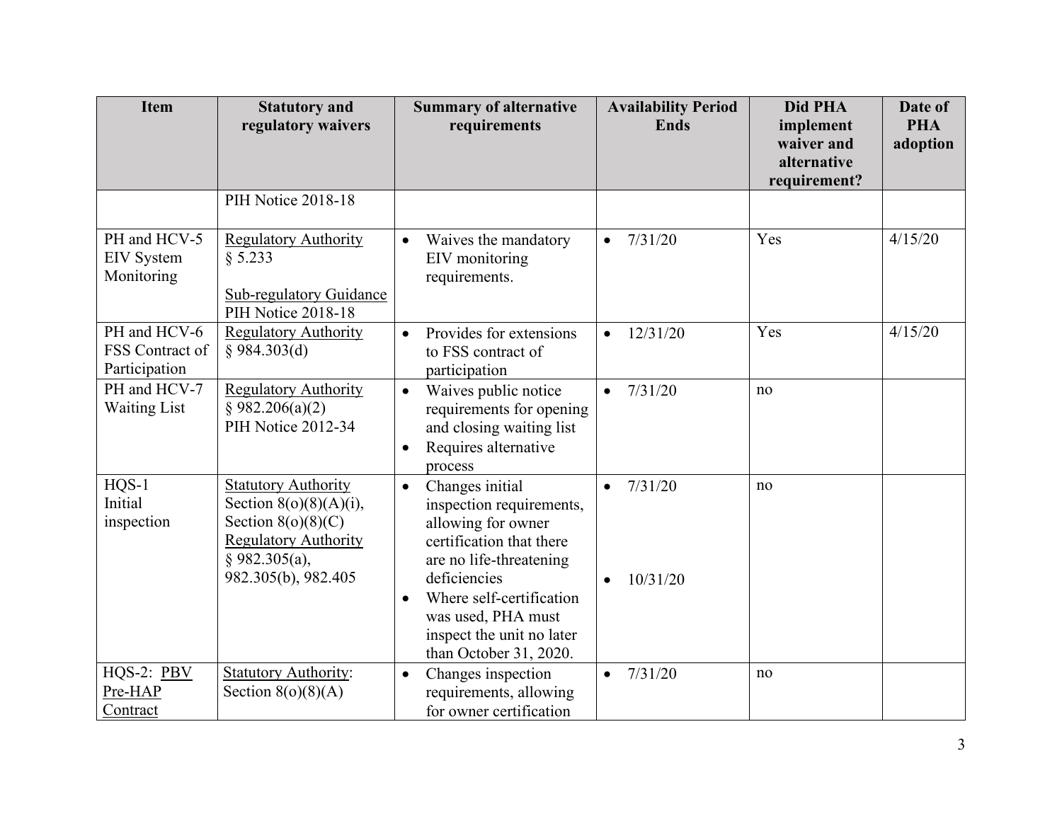| Item | Statutory and regulatory waivers | Summary of alternative requirements | Availability Period Ends | Did PHA implement waiver and alternative requirement? | Date of PHA adoption |
|---|---|---|---|---|---|
| | PIH Notice 2018-18 | | | | |
| PH and HCV-5 EIV System Monitoring | Regulatory Authority § 5.233<br><br>Sub-regulatory Guidance PIH Notice 2018-18 | • Waives the mandatory EIV monitoring requirements. | • 7/31/20 | Yes | 4/15/20 |
| PH and HCV-6 FSS Contract of Participation | Regulatory Authority § 984.303(d) | • Provides for extensions to FSS contract of participation | • 12/31/20 | Yes | 4/15/20 |
| PH and HCV-7 Waiting List | Regulatory Authority § 982.206(a)(2) PIH Notice 2012-34 | • Waives public notice requirements for opening and closing waiting list<br>• Requires alternative process | • 7/31/20 | no | |
| HQS-1 Initial inspection | Statutory Authority Section 8(o)(8)(A)(i), Section 8(o)(8)(C) Regulatory Authority § 982.305(a), 982.305(b), 982.405 | • Changes initial inspection requirements, allowing for owner certification that there are no life-threatening deficiencies<br>• Where self-certification was used, PHA must inspect the unit no later than October 31, 2020. | • 7/31/20<br>• 10/31/20 | no | |
| HQS-2: PBV Pre-HAP Contract | Statutory Authority: Section 8(o)(8)(A) | • Changes inspection requirements, allowing for owner certification | • 7/31/20 | no | |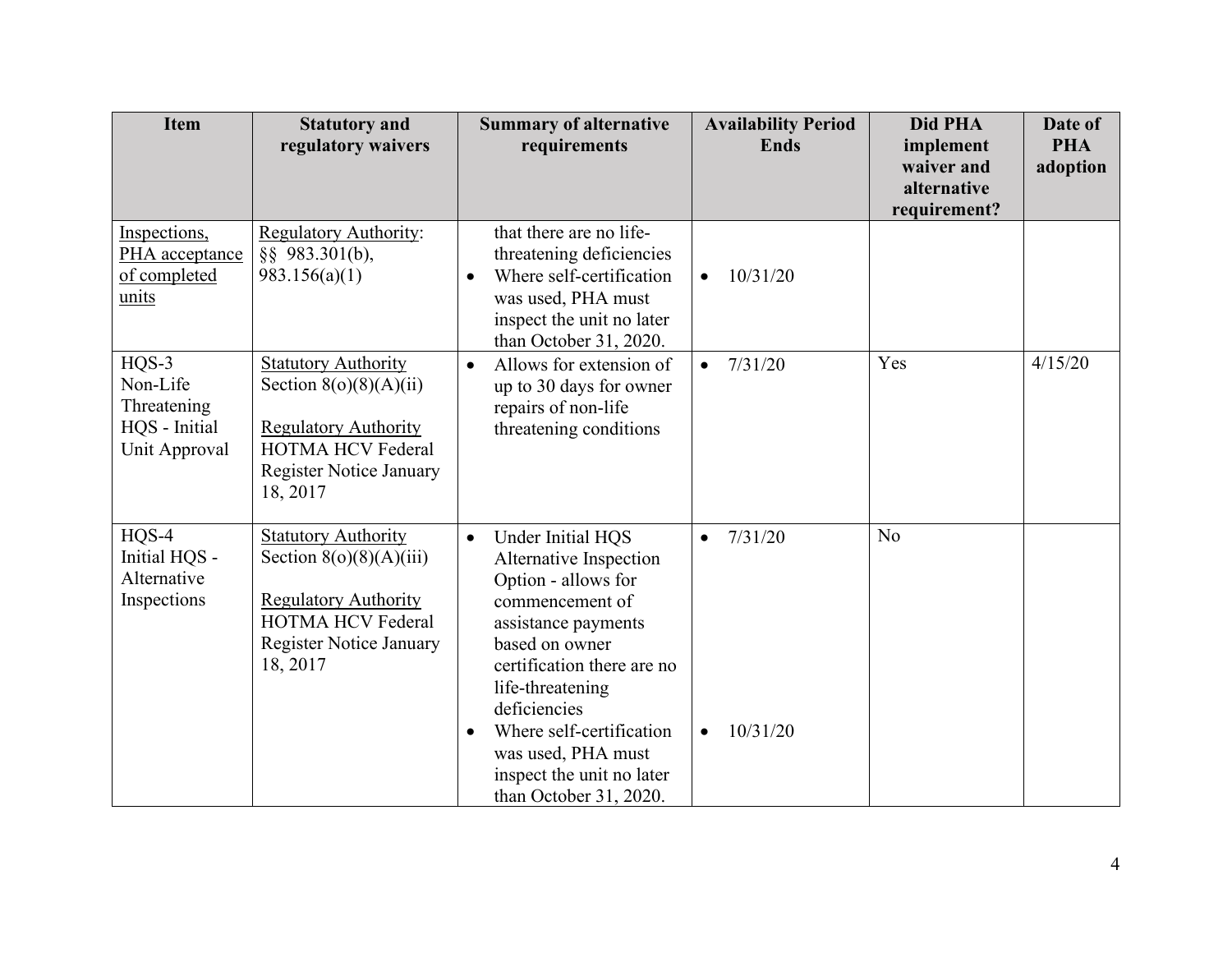| Item | Statutory and regulatory waivers | Summary of alternative requirements | Availability Period Ends | Did PHA implement waiver and alternative requirement? | Date of PHA adoption |
|---|---|---|---|---|---|
| Inspections, PHA acceptance of completed units | Regulatory Authority: §§ 983.301(b), 983.156(a)(1) | that there are no life-threatening deficiencies<br>• Where self-certification was used, PHA must inspect the unit no later than October 31, 2020. | • 10/31/20 | | |
| HQS-3 Non-Life Threatening HQS - Initial Unit Approval | Statutory Authority Section 8(o)(8)(A)(ii)<br><br>Regulatory Authority HOTMA HCV Federal Register Notice January 18, 2017 | • Allows for extension of up to 30 days for owner repairs of non-life threatening conditions | • 7/31/20 | Yes | 4/15/20 |
| HQS-4 Initial HQS - Alternative Inspections | Statutory Authority Section 8(o)(8)(A)(iii)<br><br>Regulatory Authority HOTMA HCV Federal Register Notice January 18, 2017 | • Under Initial HQS Alternative Inspection Option - allows for commencement of assistance payments based on owner certification there are no life-threatening deficiencies<br>• Where self-certification was used, PHA must inspect the unit no later than October 31, 2020. | • 7/31/20<br><br>• 10/31/20 | No | |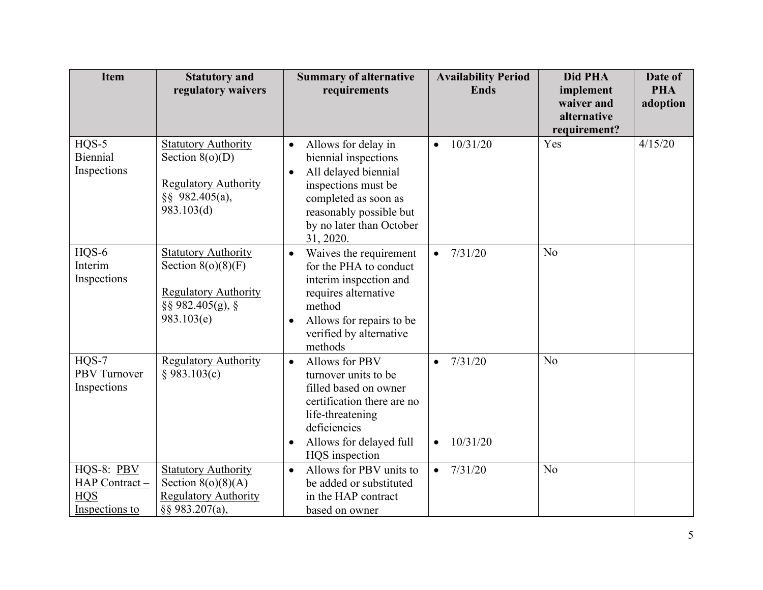| Item | Statutory and regulatory waivers | Summary of alternative requirements | Availability Period Ends | Did PHA implement waiver and alternative requirement? | Date of PHA adoption |
|---|---|---|---|---|---|
| HQS-5 Biennial Inspections | Statutory Authority Section 8(o)(D) Regulatory Authority §§ 982.405(a), 983.103(d) | • Allows for delay in biennial inspections • All delayed biennial inspections must be completed as soon as reasonably possible but by no later than October 31, 2020. | • 10/31/20 | Yes | 4/15/20 |
| HQS-6 Interim Inspections | Statutory Authority Section 8(o)(8)(F) Regulatory Authority §§ 982.405(g), § 983.103(e) | • Waives the requirement for the PHA to conduct interim inspection and requires alternative method • Allows for repairs to be verified by alternative methods | • 7/31/20 | No | |
| HQS-7 PBV Turnover Inspections | Regulatory Authority § 983.103(c) | • Allows for PBV turnover units to be filled based on owner certification there are no life-threatening deficiencies • Allows for delayed full HQS inspection | • 7/31/20 • 10/31/20 | No | |
| HQS-8: PBV HAP Contract – HQS Inspections to | Statutory Authority Section 8(o)(8)(A) Regulatory Authority §§ 983.207(a), | • Allows for PBV units to be added or substituted in the HAP contract based on owner | • 7/31/20 | No | |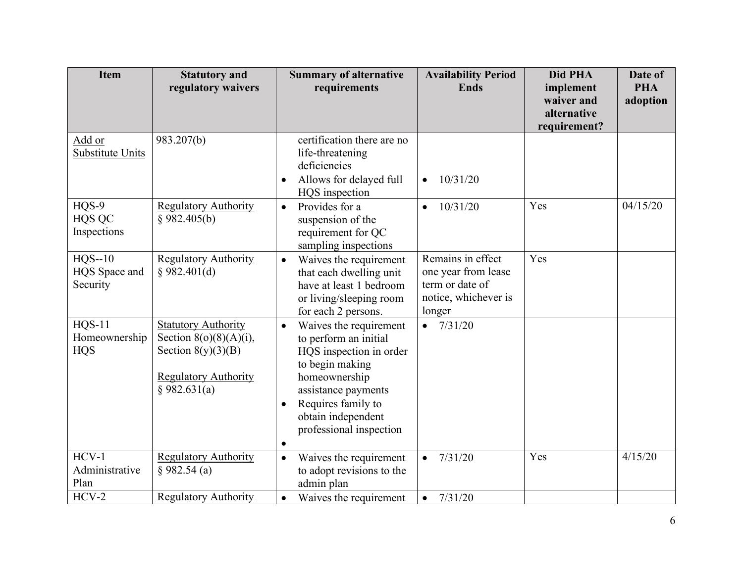| Item | Statutory and regulatory waivers | Summary of alternative requirements | Availability Period Ends | Did PHA implement waiver and alternative requirement? | Date of PHA adoption |
|---|---|---|---|---|---|
| Add or Substitute Units | 983.207(b) | certification there are no life-threatening deficiencies<br>• Allows for delayed full HQS inspection | • 10/31/20 | | |
| HQS-9 HQS QC Inspections | Regulatory Authority § 982.405(b) | • Provides for a suspension of the requirement for QC sampling inspections | • 10/31/20 | Yes | 04/15/20 |
| HQS--10 HQS Space and Security | Regulatory Authority § 982.401(d) | • Waives the requirement that each dwelling unit have at least 1 bedroom or living/sleeping room for each 2 persons. | Remains in effect one year from lease term or date of notice, whichever is longer | Yes | |
| HQS-11 Homeownership HQS | Statutory Authority Section 8(o)(8)(A)(i), Section 8(y)(3)(B)<br><br>Regulatory Authority § 982.631(a) | • Waives the requirement to perform an initial HQS inspection in order to begin making homeownership assistance payments<br>• Requires family to obtain independent professional inspection<br>• | • 7/31/20 | | |
| HCV-1 Administrative Plan | Regulatory Authority § 982.54 (a) | • Waives the requirement to adopt revisions to the admin plan | • 7/31/20 | Yes | 4/15/20 |
| HCV-2 | Regulatory Authority | • Waives the requirement | • 7/31/20 | | |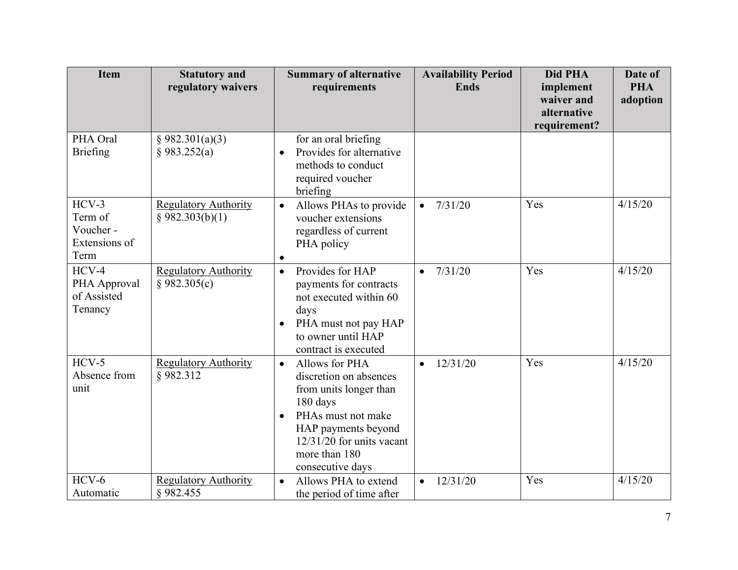| Item | Statutory and regulatory waivers | Summary of alternative requirements | Availability Period Ends | Did PHA implement waiver and alternative requirement? | Date of PHA adoption |
|---|---|---|---|---|---|
| PHA Oral Briefing | § 982.301(a)(3)<br>§ 983.252(a) | for an oral briefing<br>• Provides for alternative methods to conduct required voucher briefing | | | |
| HCV-3<br>Term of Voucher - Extensions of Term | Regulatory Authority<br>§ 982.303(b)(1) | • Allows PHAs to provide voucher extensions regardless of current PHA policy<br>• | • 7/31/20 | Yes | 4/15/20 |
| HCV-4<br>PHA Approval of Assisted Tenancy | Regulatory Authority<br>§ 982.305(c) | • Provides for HAP payments for contracts not executed within 60 days<br>• PHA must not pay HAP to owner until HAP contract is executed | • 7/31/20 | Yes | 4/15/20 |
| HCV-5<br>Absence from unit | Regulatory Authority<br>§ 982.312 | • Allows for PHA discretion on absences from units longer than 180 days<br>• PHAs must not make HAP payments beyond 12/31/20 for units vacant more than 180 consecutive days | • 12/31/20 | Yes | 4/15/20 |
| HCV-6<br>Automatic | Regulatory Authority<br>§ 982.455 | • Allows PHA to extend the period of time after | • 12/31/20 | Yes | 4/15/20 |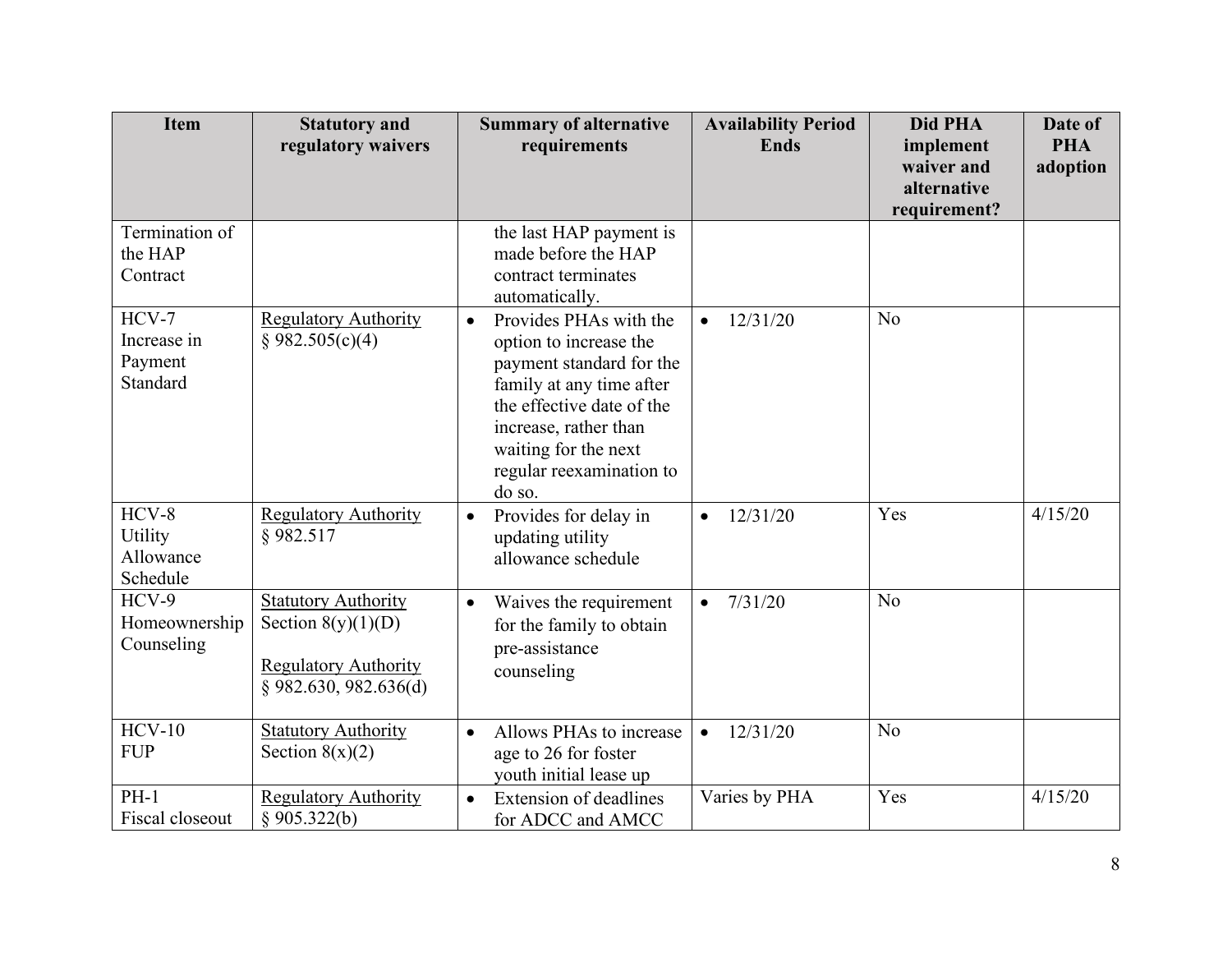| Item | Statutory and regulatory waivers | Summary of alternative requirements | Availability Period Ends | Did PHA implement waiver and alternative requirement? | Date of PHA adoption |
|---|---|---|---|---|---|
| Termination of the HAP Contract | | the last HAP payment is made before the HAP contract terminates automatically. | | | |
| HCV-7 Increase in Payment Standard | Regulatory Authority § 982.505(c)(4) | • Provides PHAs with the option to increase the payment standard for the family at any time after the effective date of the increase, rather than waiting for the next regular reexamination to do so. | • 12/31/20 | No | |
| HCV-8 Utility Allowance Schedule | Regulatory Authority § 982.517 | • Provides for delay in updating utility allowance schedule | • 12/31/20 | Yes | 4/15/20 |
| HCV-9 Homeownership Counseling | Statutory Authority Section 8(y)(1)(D)<br><br>Regulatory Authority § 982.630, 982.636(d) | • Waives the requirement for the family to obtain pre-assistance counseling | • 7/31/20 | No | |
| HCV-10 FUP | Statutory Authority Section 8(x)(2) | • Allows PHAs to increase age to 26 for foster youth initial lease up | • 12/31/20 | No | |
| PH-1 Fiscal closeout | Regulatory Authority § 905.322(b) | • Extension of deadlines for ADCC and AMCC | Varies by PHA | Yes | 4/15/20 |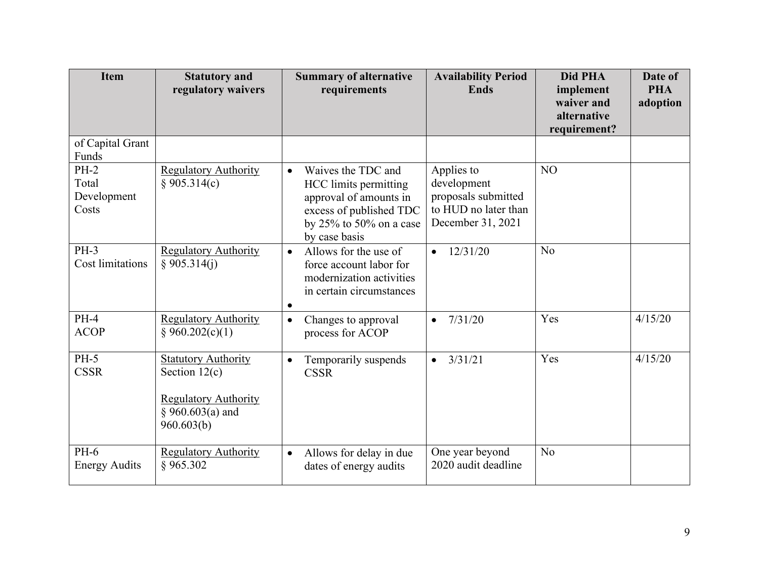| Item | Statutory and regulatory waivers | Summary of alternative requirements | Availability Period Ends | Did PHA implement waiver and alternative requirement? | Date of PHA adoption |
|---|---|---|---|---|---|
| of Capital Grant Funds | | | | | |
| PH-2 Total Development Costs | Regulatory Authority § 905.314(c) | • Waives the TDC and HCC limits permitting approval of amounts in excess of published TDC by 25% to 50% on a case by case basis | Applies to development proposals submitted to HUD no later than December 31, 2021 | NO | |
| PH-3 Cost limitations | Regulatory Authority § 905.314(j) | • Allows for the use of force account labor for modernization activities in certain circumstances<br>• | • 12/31/20 | No | |
| PH-4 ACOP | Regulatory Authority § 960.202(c)(1) | • Changes to approval process for ACOP | • 7/31/20 | Yes | 4/15/20 |
| PH-5 CSSR | Statutory Authority Section 12(c)<br><br>Regulatory Authority § 960.603(a) and 960.603(b) | • Temporarily suspends CSSR | • 3/31/21 | Yes | 4/15/20 |
| PH-6 Energy Audits | Regulatory Authority § 965.302 | • Allows for delay in due dates of energy audits | One year beyond 2020 audit deadline | No | |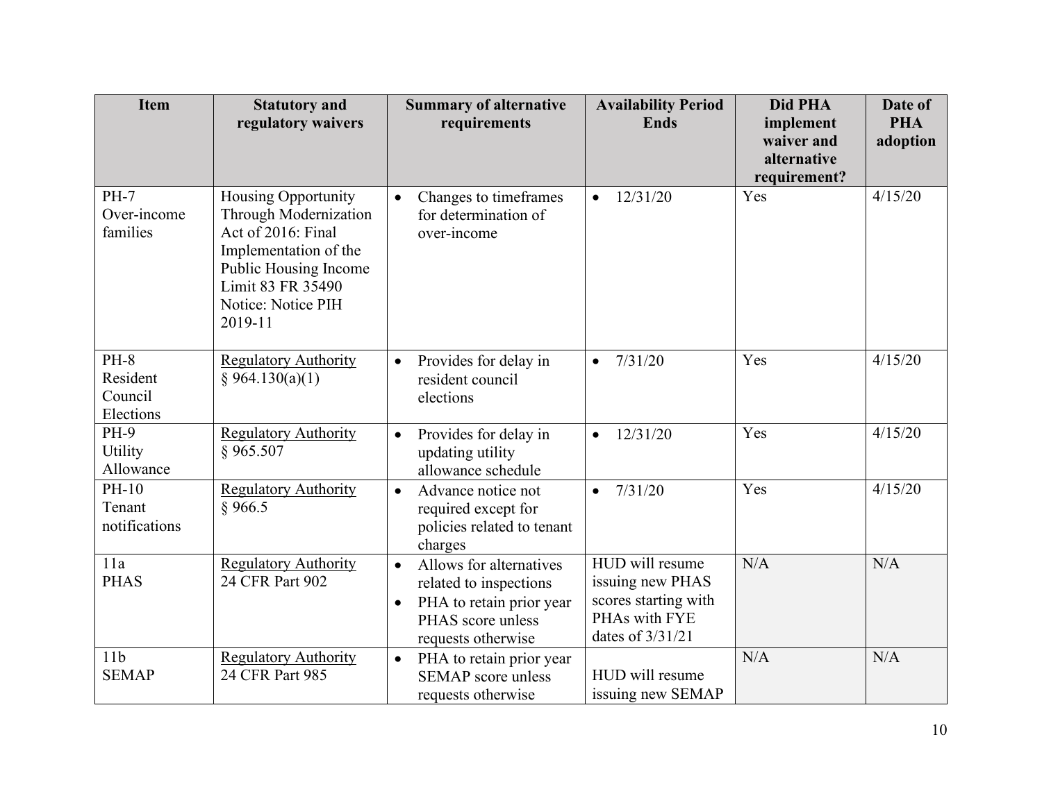| Item | Statutory and regulatory waivers | Summary of alternative requirements | Availability Period Ends | Did PHA implement waiver and alternative requirement? | Date of PHA adoption |
|---|---|---|---|---|---|
| PH-7 Over-income families | Housing Opportunity Through Modernization Act of 2016: Final Implementation of the Public Housing Income Limit 83 FR 35490 Notice: Notice PIH 2019-11 | • Changes to timeframes for determination of over-income | • 12/31/20 | Yes | 4/15/20 |
| PH-8 Resident Council Elections | Regulatory Authority § 964.130(a)(1) | • Provides for delay in resident council elections | • 7/31/20 | Yes | 4/15/20 |
| PH-9 Utility Allowance | Regulatory Authority § 965.507 | • Provides for delay in updating utility allowance schedule | • 12/31/20 | Yes | 4/15/20 |
| PH-10 Tenant notifications | Regulatory Authority § 966.5 | • Advance notice not required except for policies related to tenant charges | • 7/31/20 | Yes | 4/15/20 |
| 11a PHAS | Regulatory Authority 24 CFR Part 902 | • Allows for alternatives related to inspections • PHA to retain prior year PHAS score unless requests otherwise | HUD will resume issuing new PHAS scores starting with PHAs with FYE dates of 3/31/21 | N/A | N/A |
| 11b SEMAP | Regulatory Authority 24 CFR Part 985 | • PHA to retain prior year SEMAP score unless requests otherwise | HUD will resume issuing new SEMAP | N/A | N/A |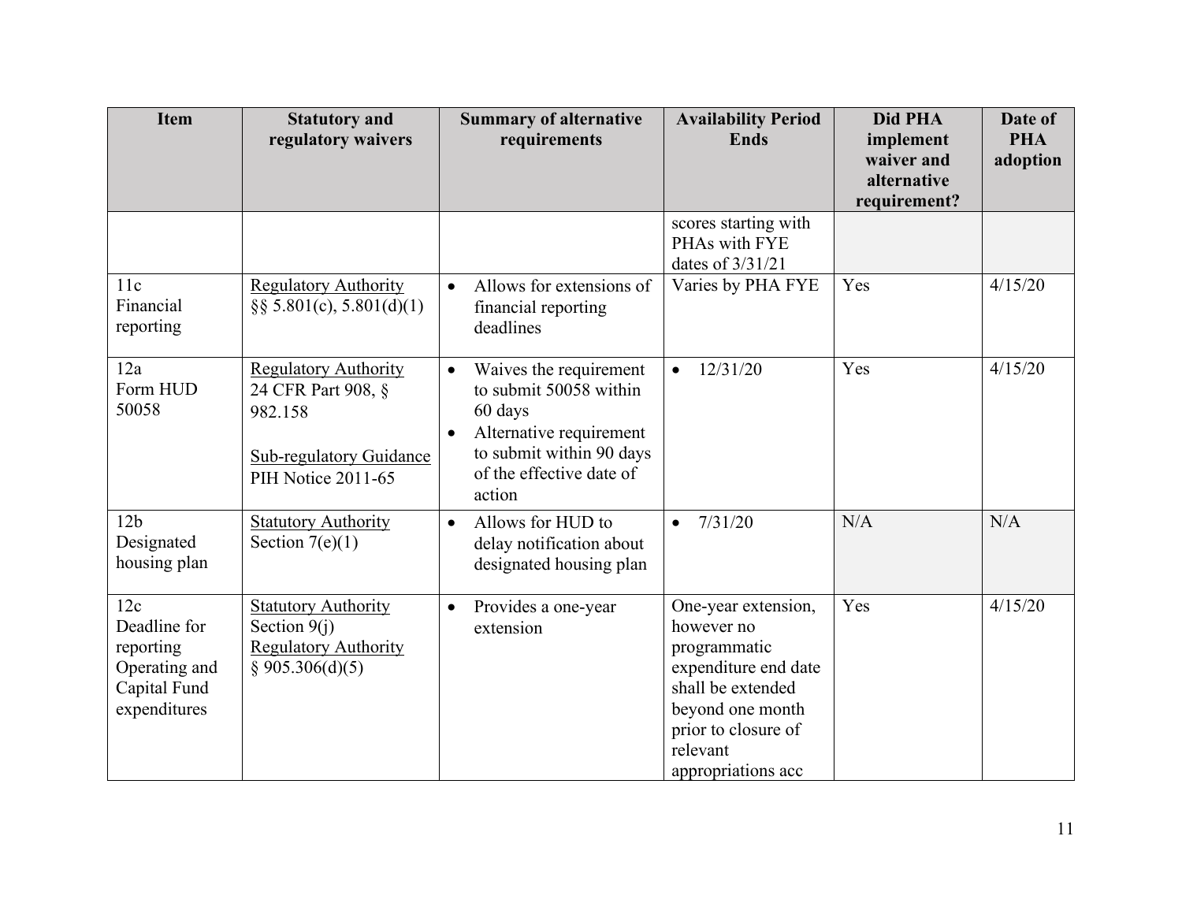| Item | Statutory and regulatory waivers | Summary of alternative requirements | Availability Period Ends | Did PHA implement waiver and alternative requirement? | Date of PHA adoption |
|---|---|---|---|---|---|
| | | | scores starting with PHAs with FYE dates of 3/31/21 | | |
| 11c Financial reporting | Regulatory Authority §§ 5.801(c), 5.801(d)(1) | • Allows for extensions of financial reporting deadlines | Varies by PHA FYE | Yes | 4/15/20 |
| 12a Form HUD 50058 | Regulatory Authority 24 CFR Part 908, § 982.158<br><br>Sub-regulatory Guidance PIH Notice 2011-65 | • Waives the requirement to submit 50058 within 60 days<br>• Alternative requirement to submit within 90 days of the effective date of action | • 12/31/20 | Yes | 4/15/20 |
| 12b Designated housing plan | Statutory Authority Section 7(e)(1) | • Allows for HUD to delay notification about designated housing plan | • 7/31/20 | N/A | N/A |
| 12c Deadline for reporting Operating and Capital Fund expenditures | Statutory Authority Section 9(j)<br>Regulatory Authority § 905.306(d)(5) | • Provides a one-year extension | One-year extension, however no programmatic expenditure end date shall be extended beyond one month prior to closure of relevant appropriations acc | Yes | 4/15/20 |